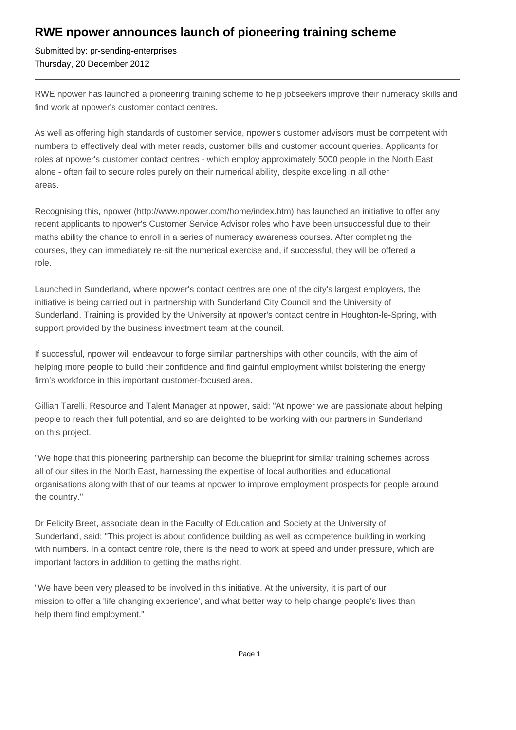# RWE npower announces launch of pioneering training scheme

Submitted by: pr-sending-enterprises
Thursday, 20 December 2012

---

RWE npower has launched a pioneering training scheme to help jobseekers improve their numeracy skills and find work at npower's customer contact centres.

As well as offering high standards of customer service, npower's customer advisors must be competent with numbers to effectively deal with meter reads, customer bills and customer account queries. Applicants for roles at npower's customer contact centres - which employ approximately 5000 people in the North East alone - often fail to secure roles purely on their numerical ability, despite excelling in all other areas.

Recognising this, npower (http://www.npower.com/home/index.htm) has launched an initiative to offer any recent applicants to npower's Customer Service Advisor roles who have been unsuccessful due to their maths ability the chance to enroll in a series of numeracy awareness courses. After completing the courses, they can immediately re-sit the numerical exercise and, if successful, they will be offered a role.

Launched in Sunderland, where npower's contact centres are one of the city's largest employers, the initiative is being carried out in partnership with Sunderland City Council and the University of Sunderland. Training is provided by the University at npower's contact centre in Houghton-le-Spring, with support provided by the business investment team at the council.

If successful, npower will endeavour to forge similar partnerships with other councils, with the aim of helping more people to build their confidence and find gainful employment whilst bolstering the energy firm's workforce in this important customer-focused area.

Gillian Tarelli, Resource and Talent Manager at npower, said: "At npower we are passionate about helping people to reach their full potential, and so are delighted to be working with our partners in Sunderland on this project.

"We hope that this pioneering partnership can become the blueprint for similar training schemes across all of our sites in the North East, harnessing the expertise of local authorities and educational organisations along with that of our teams at npower to improve employment prospects for people around the country."

Dr Felicity Breet, associate dean in the Faculty of Education and Society at the University of Sunderland, said: "This project is about confidence building as well as competence building in working with numbers. In a contact centre role, there is the need to work at speed and under pressure, which are important factors in addition to getting the maths right.

"We have been very pleased to be involved in this initiative. At the university, it is part of our mission to offer a 'life changing experience', and what better way to help change people's lives than help them find employment."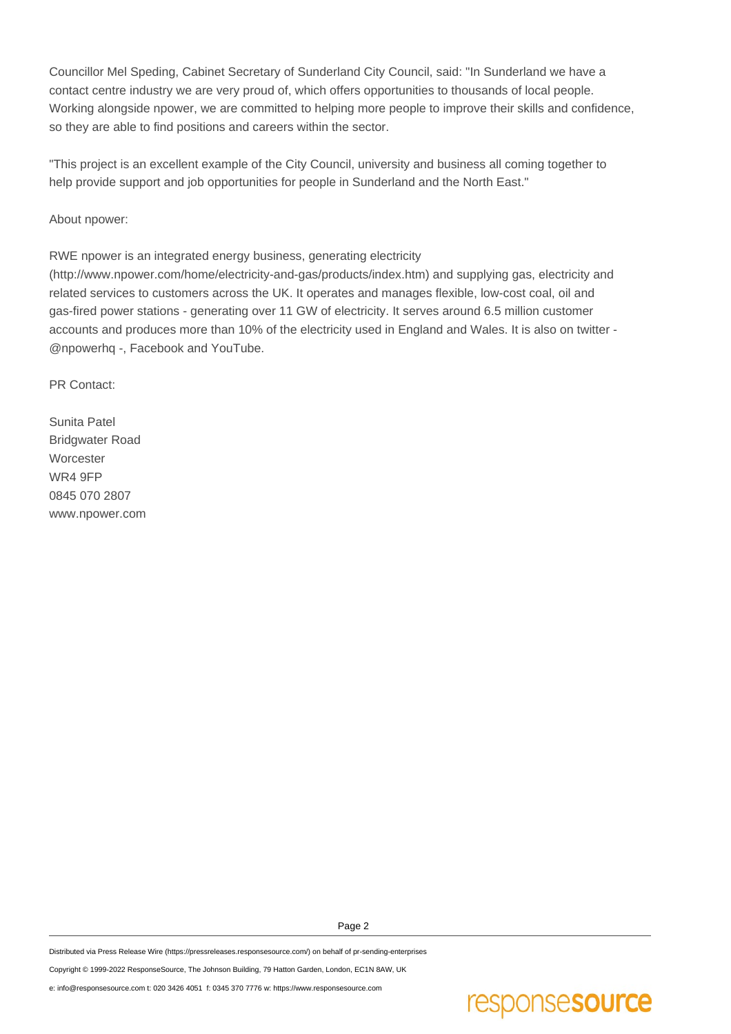Councillor Mel Speding, Cabinet Secretary of Sunderland City Council, said: "In Sunderland we have a contact centre industry we are very proud of, which offers opportunities to thousands of local people. Working alongside npower, we are committed to helping more people to improve their skills and confidence, so they are able to find positions and careers within the sector.

"This project is an excellent example of the City Council, university and business all coming together to help provide support and job opportunities for people in Sunderland and the North East."

About npower:

RWE npower is an integrated energy business, generating electricity (http://www.npower.com/home/electricity-and-gas/products/index.htm) and supplying gas, electricity and related services to customers across the UK. It operates and manages flexible, low-cost coal, oil and gas-fired power stations - generating over 11 GW of electricity. It serves around 6.5 million customer accounts and produces more than 10% of the electricity used in England and Wales. It is also on twitter - @npowerhq -, Facebook and YouTube.

PR Contact:

Sunita Patel
Bridgwater Road
Worcester
WR4 9FP
0845 070 2807
www.npower.com

Distributed via Press Release Wire (https://pressreleases.responsesource.com/) on behalf of pr-sending-enterprises

Copyright © 1999-2022 ResponseSource, The Johnson Building, 79 Hatton Garden, London, EC1N 8AW, UK

e: info@responsesource.com t: 020 3426 4051 f: 0345 370 7776 w: https://www.responsesource.com